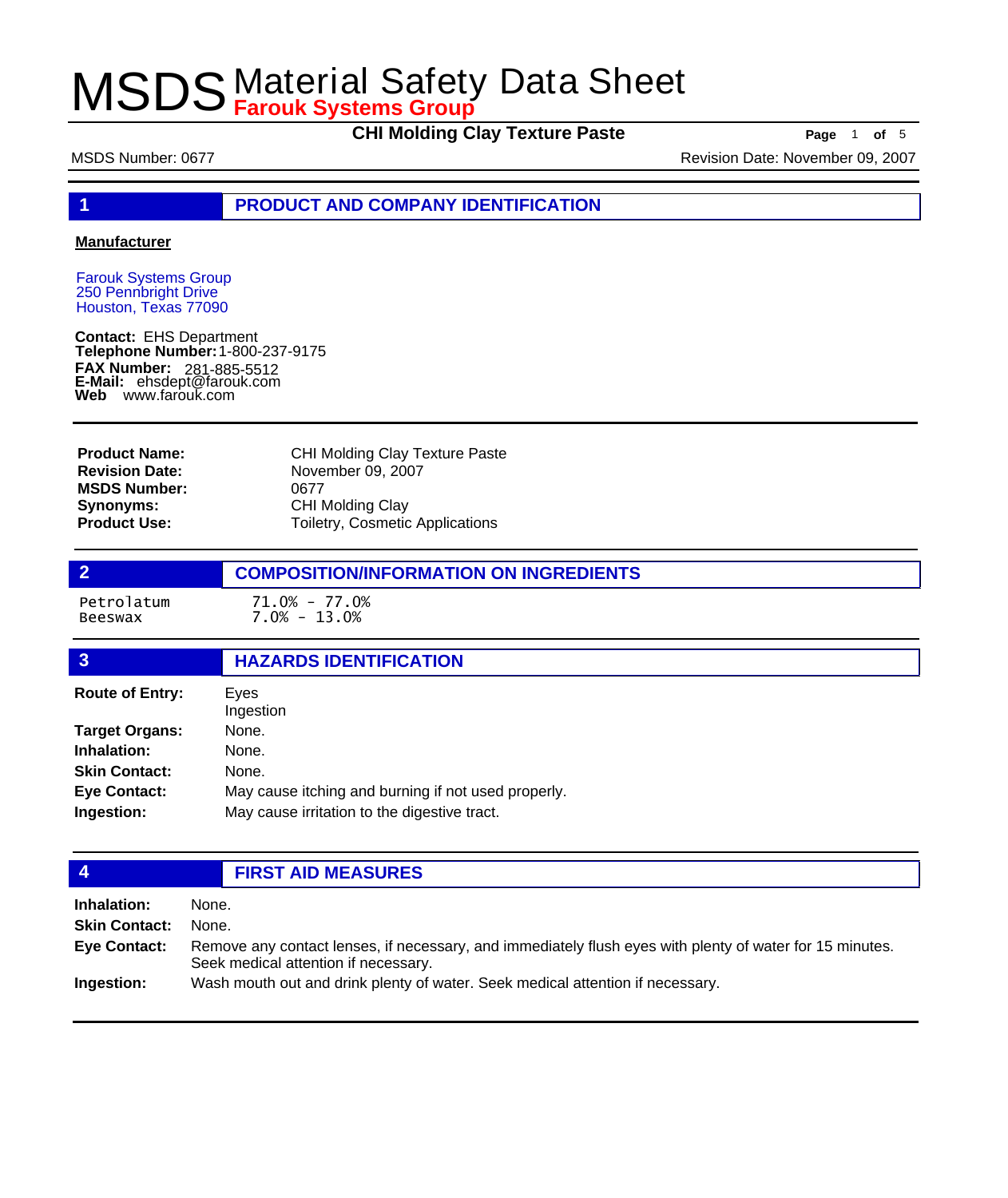# MSDS Material Safety Data Sheet

**Farouk Systems Group**

**CHI Molding Clay Texture Paste**

MSDS Number: 0677 Revision Date: November 09, 2007

## 1 PRODUCT AND COMPANY IDENTIFICATION

**Manufacturer**

Farouk Systems Group
250 Pennbright Drive
Houston, Texas 77090

**Contact:** EHS Department
**Telephone Number:** 1-800-237-9175
**FAX Number:** 281-885-5512
**E-Mail:** ehsdept@farouk.com
**Web** www.farouk.com

| | |
|---|---|
| **Product Name:** | CHI Molding Clay Texture Paste |
| **Revision Date:** | November 09, 2007 |
| **MSDS Number:** | 0677 |
| **Synonyms:** | CHI Molding Clay |
| **Product Use:** | Toiletry, Cosmetic Applications |

## 2 COMPOSITION/INFORMATION ON INGREDIENTS

| | |
|---|---|
| Petrolatum | 71.0% - 77.0% |
| Beeswax | 7.0% - 13.0% |

## 3 HAZARDS IDENTIFICATION

| | |
|---|---|
| **Route of Entry:** | Eyes<br>Ingestion |
| **Target Organs:** | None. |
| **Inhalation:** | None. |
| **Skin Contact:** | None. |
| **Eye Contact:** | May cause itching and burning if not used properly. |
| **Ingestion:** | May cause irritation to the digestive tract. |

## 4 FIRST AID MEASURES

| | |
|---|---|
| **Inhalation:** | None. |
| **Skin Contact:** | None. |
| **Eye Contact:** | Remove any contact lenses, if necessary, and immediately flush eyes with plenty of water for 15 minutes. Seek medical attention if necessary. |
| **Ingestion:** | Wash mouth out and drink plenty of water. Seek medical attention if necessary. |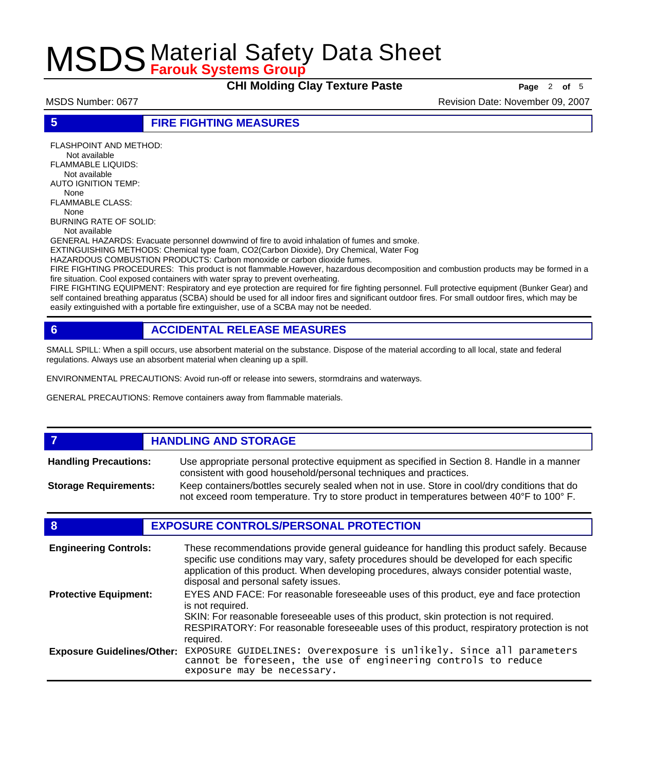## 5 FIRE FIGHTING MEASURES

FLASHPOINT AND METHOD:
Not available
FLAMMABLE LIQUIDS:
Not available
AUTO IGNITION TEMP:
None
FLAMMABLE CLASS:
None
BURNING RATE OF SOLID:
Not available

GENERAL HAZARDS: Evacuate personnel downwind of fire to avoid inhalation of fumes and smoke.
EXTINGUISHING METHODS: Chemical type foam, CO2(Carbon Dioxide), Dry Chemical, Water Fog
HAZARDOUS COMBUSTION PRODUCTS: Carbon monoxide or carbon dioxide fumes.
FIRE FIGHTING PROCEDURES: This product is not flammable.However, hazardous decomposition and combustion products may be formed in a fire situation. Cool exposed containers with water spray to prevent overheating.
FIRE FIGHTING EQUIPMENT: Respiratory and eye protection are required for fire fighting personnel. Full protective equipment (Bunker Gear) and self contained breathing apparatus (SCBA) should be used for all indoor fires and significant outdoor fires. For small outdoor fires, which may be easily extinguished with a portable fire extinguisher, use of a SCBA may not be needed.

## 6 ACCIDENTAL RELEASE MEASURES

SMALL SPILL: When a spill occurs, use absorbent material on the substance. Dispose of the material according to all local, state and federal regulations. Always use an absorbent material when cleaning up a spill.

ENVIRONMENTAL PRECAUTIONS: Avoid run-off or release into sewers, stormdrains and waterways.

GENERAL PRECAUTIONS: Remove containers away from flammable materials.

## 7 HANDLING AND STORAGE

**Handling Precautions:** Use appropriate personal protective equipment as specified in Section 8. Handle in a manner consistent with good household/personal techniques and practices.

**Storage Requirements:** Keep containers/bottles securely sealed when not in use. Store in cool/dry conditions that do not exceed room temperature. Try to store product in temperatures between 40°F to 100° F.

## 8 EXPOSURE CONTROLS/PERSONAL PROTECTION

**Engineering Controls:** These recommendations provide general guideance for handling this product safely. Because specific use conditions may vary, safety procedures should be developed for each specific application of this product. When developing procedures, always consider potential waste, disposal and personal safety issues.

**Protective Equipment:** EYES AND FACE: For reasonable foreseeable uses of this product, eye and face protection is not required.
SKIN: For reasonable foreseeable uses of this product, skin protection is not required.
RESPIRATORY: For reasonable foreseeable uses of this product, respiratory protection is not required.

**Exposure Guidelines/Other:** EXPOSURE GUIDELINES: Overexposure is unlikely. Since all parameters cannot be foreseen, the use of engineering controls to reduce exposure may be necessary.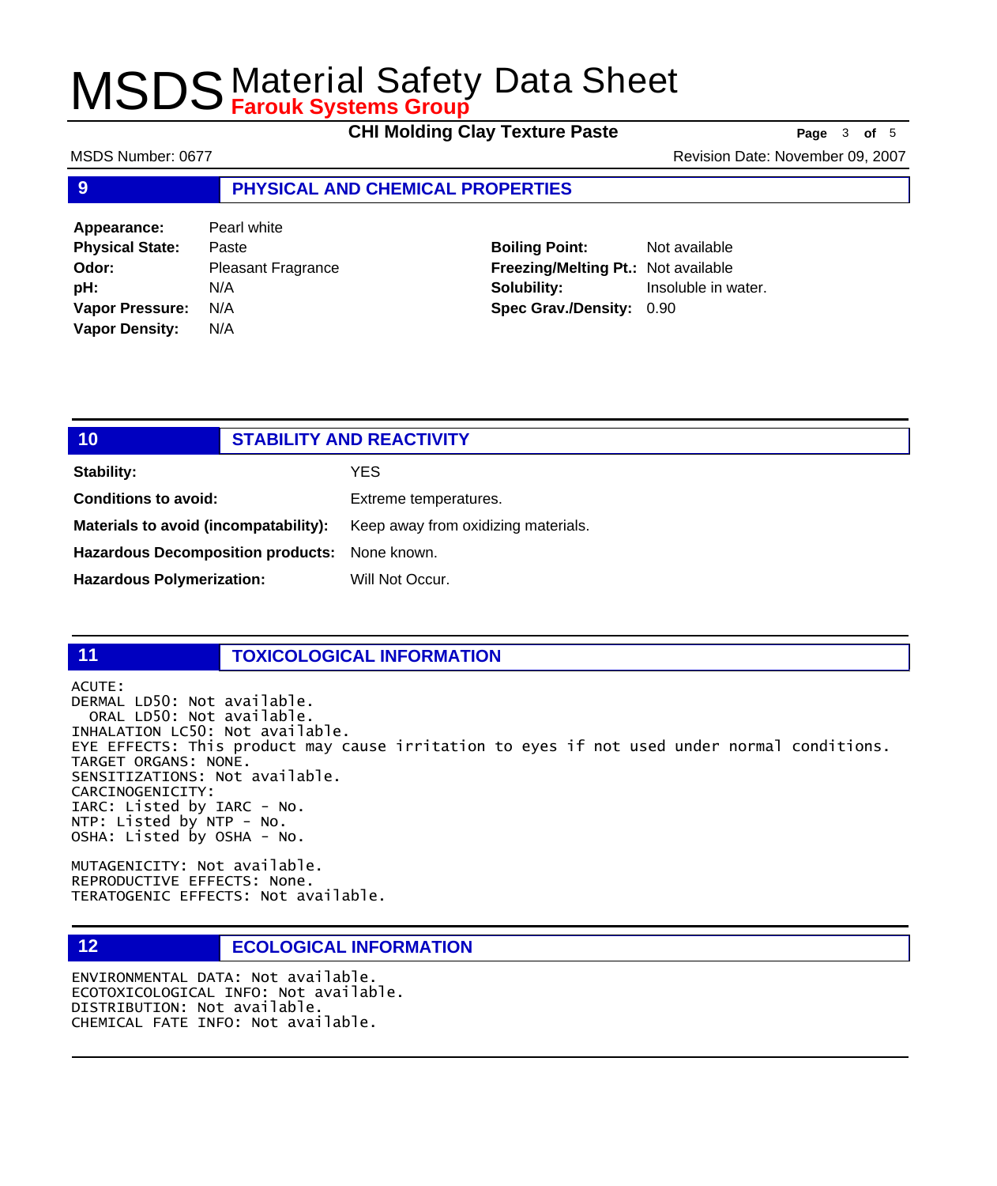## 9 PHYSICAL AND CHEMICAL PROPERTIES

**Appearance:** Pearl white
**Physical State:** Paste
**Odor:** Pleasant Fragrance
**pH:** N/A
**Vapor Pressure:** N/A
**Vapor Density:** N/A

**Boiling Point:** Not available
**Freezing/Melting Pt.:** Not available
**Solubility:** Insoluble in water.
**Spec Grav./Density:** 0.90

## 10 STABILITY AND REACTIVITY

**Stability:** YES

**Conditions to avoid:** Extreme temperatures.

**Materials to avoid (incompatability):** Keep away from oxidizing materials.

**Hazardous Decomposition products:** None known.

**Hazardous Polymerization:** Will Not Occur.

## 11 TOXICOLOGICAL INFORMATION

ACUTE:
DERMAL LD50: Not available.
ORAL LD50: Not available.
INHALATION LC50: Not available.
EYE EFFECTS: This product may cause irritation to eyes if not used under normal conditions.
TARGET ORGANS: NONE.
SENSITIZATIONS: Not available.
CARCINOGENICITY:
IARC: Listed by IARC - No.
NTP: Listed by NTP - No.
OSHA: Listed by OSHA - No.

MUTAGENICITY: Not available.
REPRODUCTIVE EFFECTS: None.
TERATOGENIC EFFECTS: Not available.

## 12 ECOLOGICAL INFORMATION

ENVIRONMENTAL DATA: Not available.
ECOTOXICOLOGICAL INFO: Not available.
DISTRIBUTION: Not available.
CHEMICAL FATE INFO: Not available.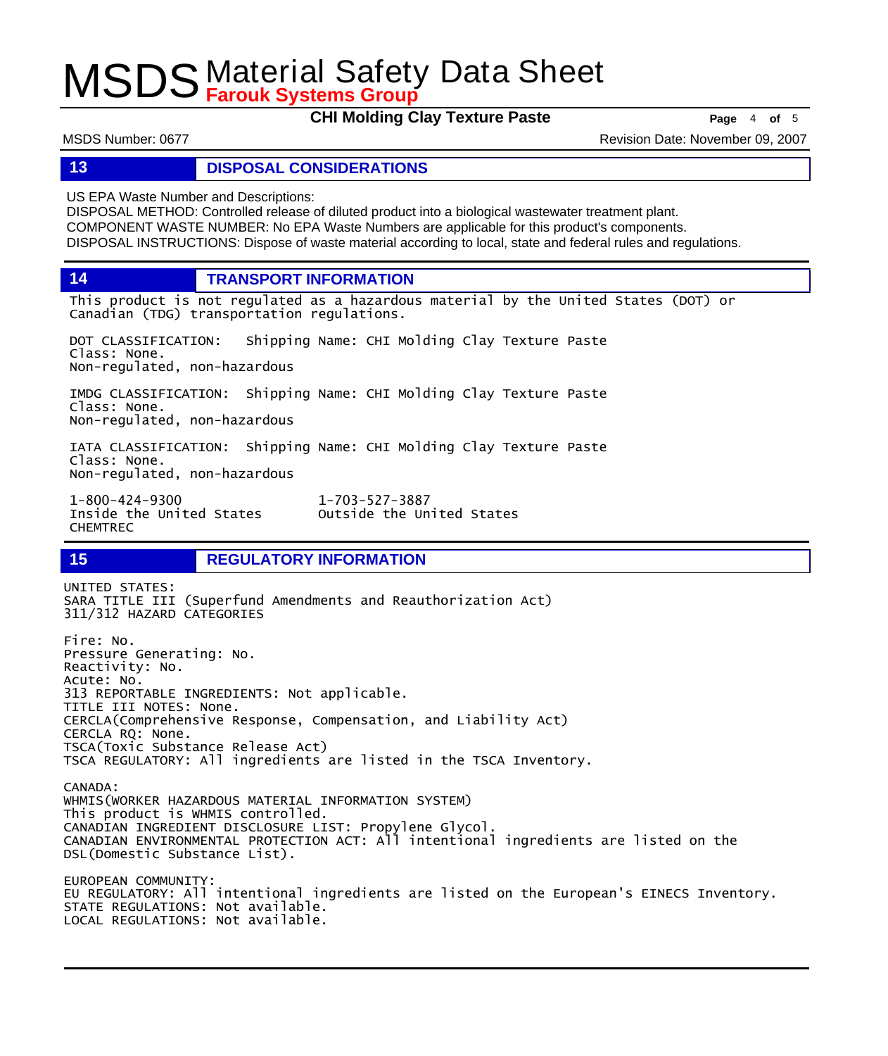## 13 DISPOSAL CONSIDERATIONS

US EPA Waste Number and Descriptions:
DISPOSAL METHOD: Controlled release of diluted product into a biological wastewater treatment plant.
COMPONENT WASTE NUMBER: No EPA Waste Numbers are applicable for this product's components.
DISPOSAL INSTRUCTIONS: Dispose of waste material according to local, state and federal rules and regulations.

## 14 TRANSPORT INFORMATION

This product is not regulated as a hazardous material by the United States (DOT) or Canadian (TDG) transportation regulations.

DOT CLASSIFICATION: Shipping Name: CHI Molding Clay Texture Paste
Class: None.
Non-regulated, non-hazardous

IMDG CLASSIFICATION: Shipping Name: CHI Molding Clay Texture Paste
Class: None.
Non-regulated, non-hazardous

IATA CLASSIFICATION: Shipping Name: CHI Molding Clay Texture Paste
Class: None.
Non-regulated, non-hazardous

1-800-424-9300 Inside the United States
1-703-527-3887 Outside the United States
CHEMTREC

## 15 REGULATORY INFORMATION

UNITED STATES:
SARA TITLE III (Superfund Amendments and Reauthorization Act)
311/312 HAZARD CATEGORIES

Fire: No.
Pressure Generating: No.
Reactivity: No.
Acute: No.
313 REPORTABLE INGREDIENTS: Not applicable.
TITLE III NOTES: None.
CERCLA(Comprehensive Response, Compensation, and Liability Act)
CERCLA RQ: None.
TSCA(Toxic Substance Release Act)
TSCA REGULATORY: All ingredients are listed in the TSCA Inventory.

CANADA:
WHMIS(WORKER HAZARDOUS MATERIAL INFORMATION SYSTEM)
This product is WHMIS controlled.
CANADIAN INGREDIENT DISCLOSURE LIST: Propylene Glycol.
CANADIAN ENVIRONMENTAL PROTECTION ACT: All intentional ingredients are listed on the DSL(Domestic Substance List).

EUROPEAN COMMUNITY:
EU REGULATORY: All intentional ingredients are listed on the European's EINECS Inventory.
STATE REGULATIONS: Not available.
LOCAL REGULATIONS: Not available.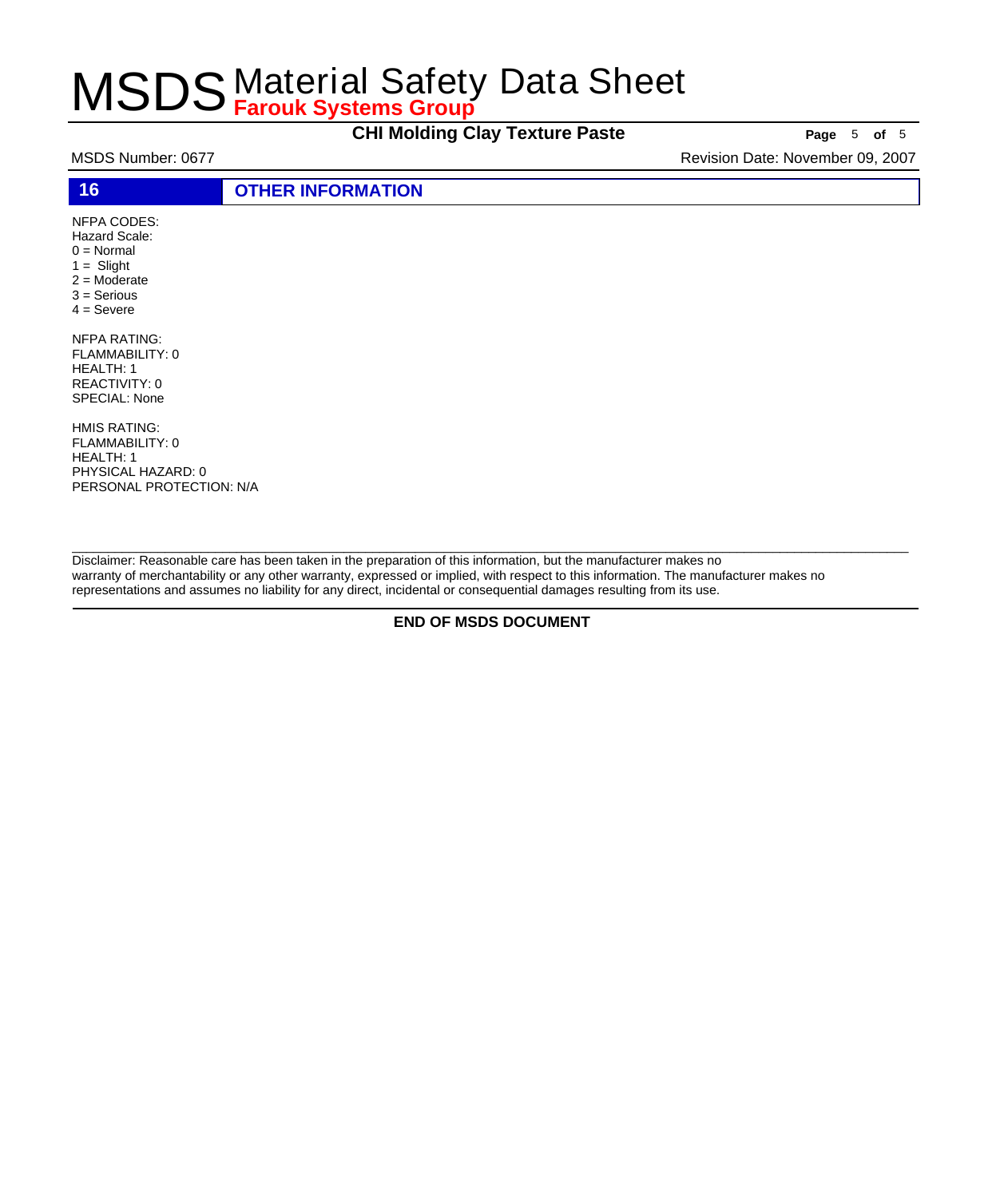## 16 OTHER INFORMATION

NFPA CODES:
Hazard Scale:
0 = Normal
1 = Slight
2 = Moderate
3 = Serious
4 = Severe

NFPA RATING:
FLAMMABILITY: 0
HEALTH: 1
REACTIVITY: 0
SPECIAL: None

HMIS RATING:
FLAMMABILITY: 0
HEALTH: 1
PHYSICAL HAZARD: 0
PERSONAL PROTECTION: N/A

---

Disclaimer: Reasonable care has been taken in the preparation of this information, but the manufacturer makes no warranty of merchantability or any other warranty, expressed or implied, with respect to this information. The manufacturer makes no representations and assumes no liability for any direct, incidental or consequential damages resulting from its use.

---

**END OF MSDS DOCUMENT**